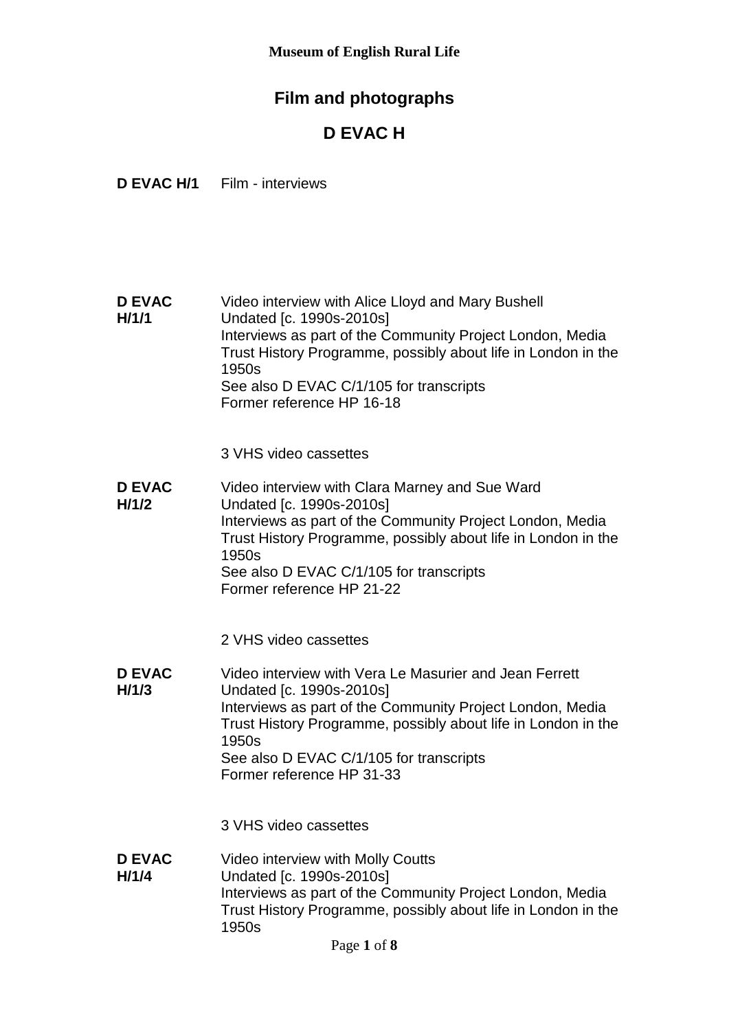# Film and photographs

## D EVAC H

**D EVAC H/1** Film - interviews

**D EVAC H/1/1**

Video interview with Alice Lloyd and Mary Bushell
Undated [c. 1990s-2010s]
Interviews as part of the Community Project London, Media Trust History Programme, possibly about life in London in the 1950s
See also D EVAC C/1/105 for transcripts
Former reference HP 16-18

3 VHS video cassettes

**D EVAC H/1/2**

Video interview with Clara Marney and Sue Ward
Undated [c. 1990s-2010s]
Interviews as part of the Community Project London, Media Trust History Programme, possibly about life in London in the 1950s
See also D EVAC C/1/105 for transcripts
Former reference HP 21-22

2 VHS video cassettes

**D EVAC H/1/3**

Video interview with Vera Le Masurier and Jean Ferrett
Undated [c. 1990s-2010s]
Interviews as part of the Community Project London, Media Trust History Programme, possibly about life in London in the 1950s
See also D EVAC C/1/105 for transcripts
Former reference HP 31-33

3 VHS video cassettes

**D EVAC H/1/4**

Video interview with Molly Coutts
Undated [c. 1990s-2010s]
Interviews as part of the Community Project London, Media Trust History Programme, possibly about life in London in the 1950s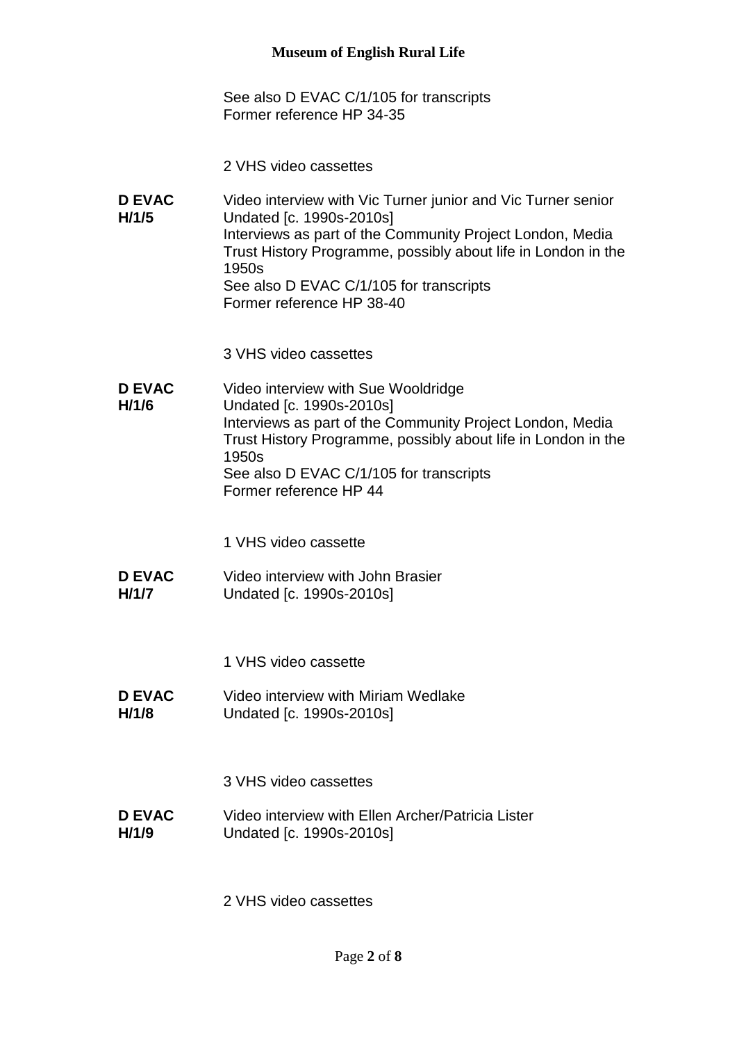See also D EVAC C/1/105 for transcripts
Former reference HP 34-35

2 VHS video cassettes

**D EVAC H/1/5**

Video interview with Vic Turner junior and Vic Turner senior
Undated [c. 1990s-2010s]
Interviews as part of the Community Project London, Media Trust History Programme, possibly about life in London in the 1950s
See also D EVAC C/1/105 for transcripts
Former reference HP 38-40

3 VHS video cassettes

**D EVAC H/1/6**

Video interview with Sue Wooldridge
Undated [c. 1990s-2010s]
Interviews as part of the Community Project London, Media Trust History Programme, possibly about life in London in the 1950s
See also D EVAC C/1/105 for transcripts
Former reference HP 44

1 VHS video cassette

**D EVAC H/1/7**

Video interview with John Brasier
Undated [c. 1990s-2010s]

1 VHS video cassette

**D EVAC H/1/8**

Video interview with Miriam Wedlake
Undated [c. 1990s-2010s]

3 VHS video cassettes

**D EVAC H/1/9**

Video interview with Ellen Archer/Patricia Lister
Undated [c. 1990s-2010s]

2 VHS video cassettes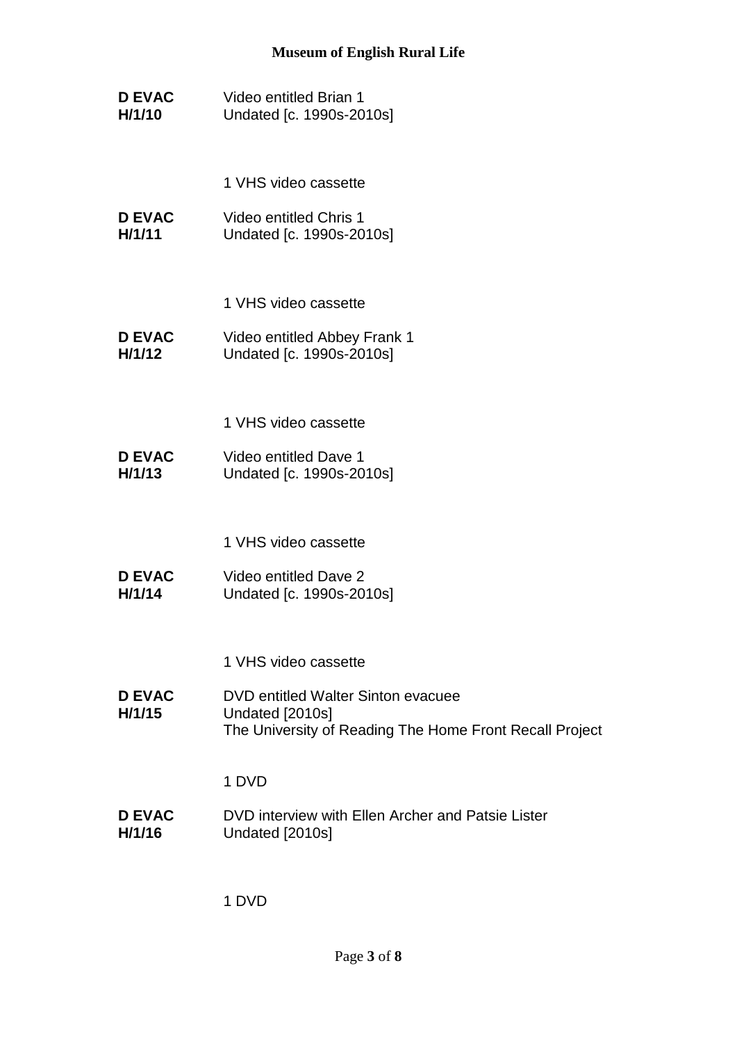**D EVAC H/1/10** Video entitled Brian 1
Undated [c. 1990s-2010s]

1 VHS video cassette

**D EVAC H/1/11** Video entitled Chris 1
Undated [c. 1990s-2010s]

1 VHS video cassette

**D EVAC H/1/12** Video entitled Abbey Frank 1
Undated [c. 1990s-2010s]

1 VHS video cassette

**D EVAC H/1/13** Video entitled Dave 1
Undated [c. 1990s-2010s]

1 VHS video cassette

**D EVAC H/1/14** Video entitled Dave 2
Undated [c. 1990s-2010s]

1 VHS video cassette

**D EVAC H/1/15** DVD entitled Walter Sinton evacuee
Undated [2010s]
The University of Reading The Home Front Recall Project

1 DVD

**D EVAC H/1/16** DVD interview with Ellen Archer and Patsie Lister
Undated [2010s]

1 DVD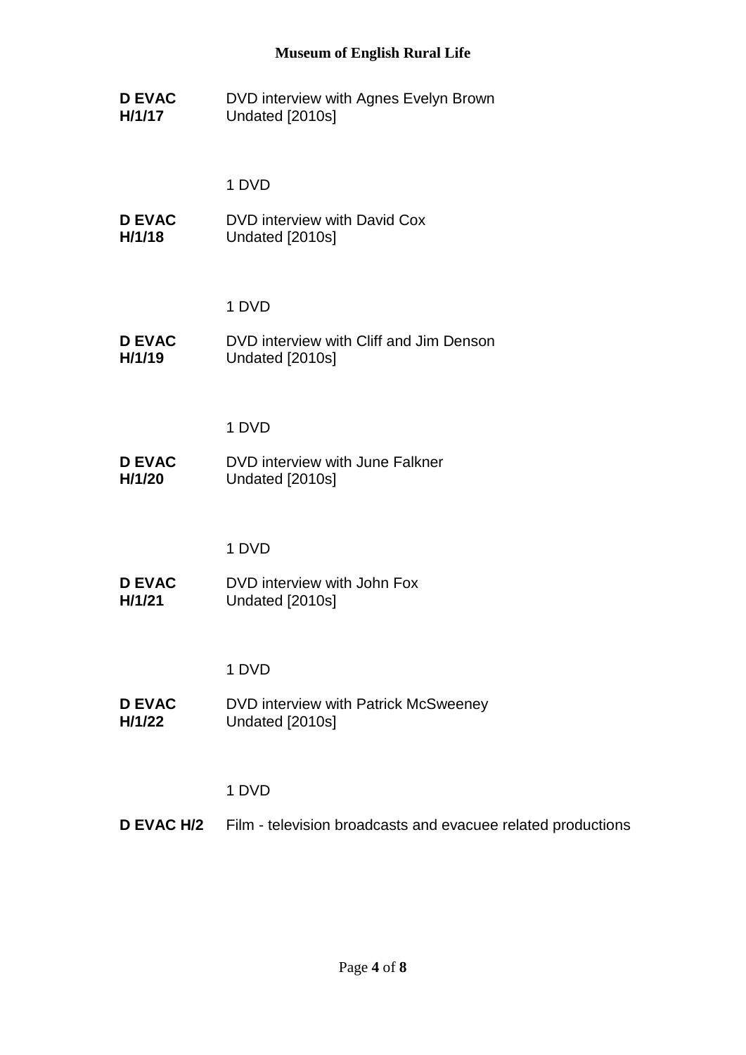**D EVAC H/1/17** DVD interview with Agnes Evelyn Brown
Undated [2010s]

1 DVD

**D EVAC H/1/18** DVD interview with David Cox
Undated [2010s]

1 DVD

**D EVAC H/1/19** DVD interview with Cliff and Jim Denson
Undated [2010s]

1 DVD

**D EVAC H/1/20** DVD interview with June Falkner
Undated [2010s]

1 DVD

**D EVAC H/1/21** DVD interview with John Fox
Undated [2010s]

1 DVD

**D EVAC H/1/22** DVD interview with Patrick McSweeney
Undated [2010s]

1 DVD

**D EVAC H/2** Film - television broadcasts and evacuee related productions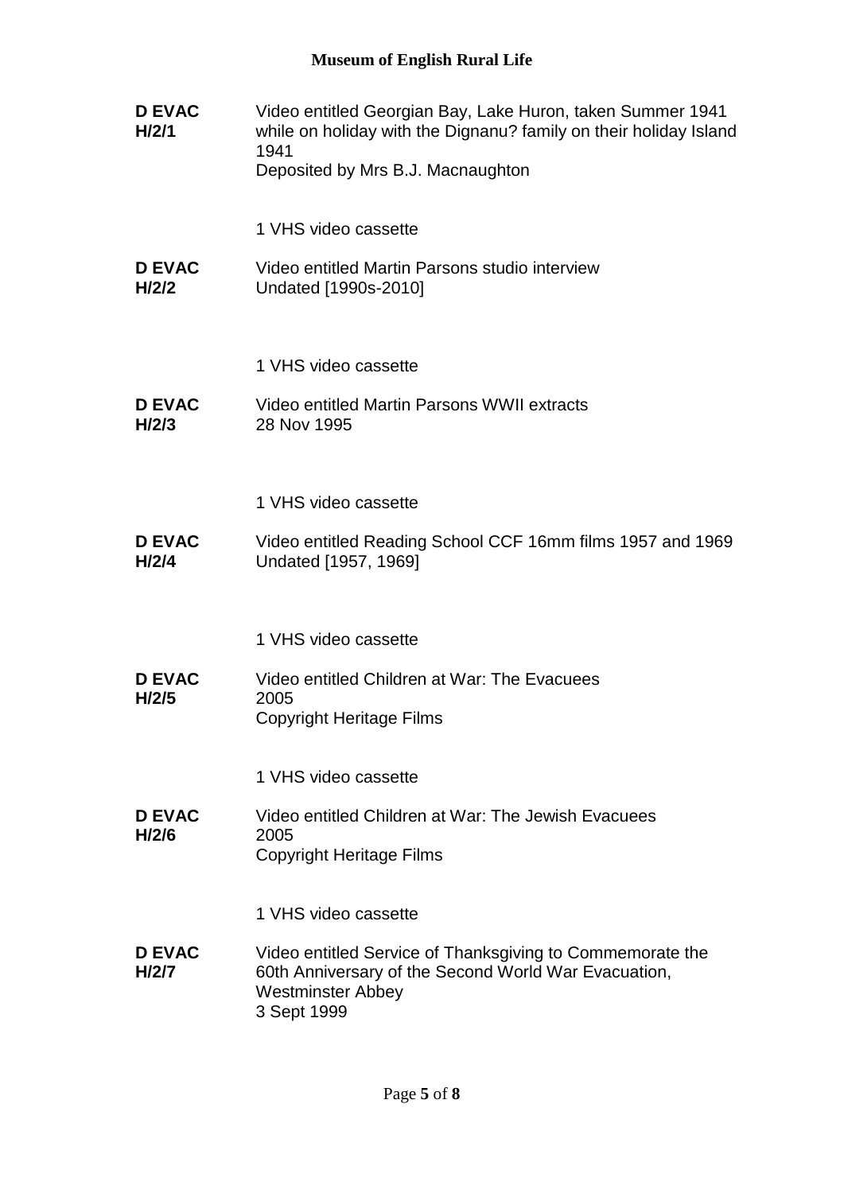**D EVAC H/2/1**

Video entitled Georgian Bay, Lake Huron, taken Summer 1941 while on holiday with the Dignanu? family on their holiday Island 1941

Deposited by Mrs B.J. Macnaughton

1 VHS video cassette

**D EVAC H/2/2**

Video entitled Martin Parsons studio interview

Undated [1990s-2010]

1 VHS video cassette

**D EVAC H/2/3**

Video entitled Martin Parsons WWII extracts

28 Nov 1995

1 VHS video cassette

**D EVAC H/2/4**

Video entitled Reading School CCF 16mm films 1957 and 1969

Undated [1957, 1969]

1 VHS video cassette

**D EVAC H/2/5**

Video entitled Children at War: The Evacuees

2005

Copyright Heritage Films

1 VHS video cassette

**D EVAC H/2/6**

Video entitled Children at War: The Jewish Evacuees

2005

Copyright Heritage Films

1 VHS video cassette

**D EVAC H/2/7**

Video entitled Service of Thanksgiving to Commemorate the 60th Anniversary of the Second World War Evacuation, Westminster Abbey

3 Sept 1999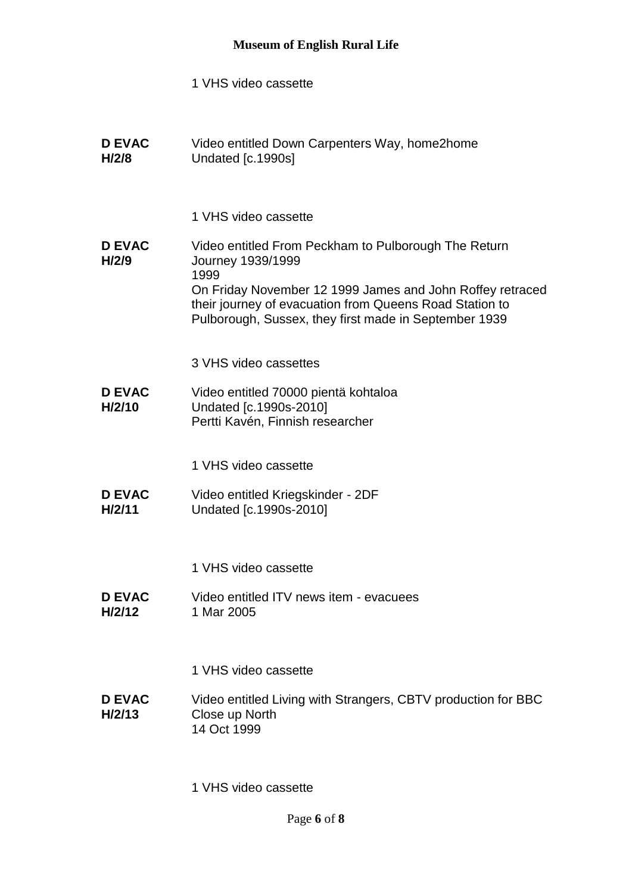1 VHS video cassette

**D EVAC H/2/8**

Video entitled Down Carpenters Way, home2home
Undated [c.1990s]

1 VHS video cassette

**D EVAC H/2/9**

Video entitled From Peckham to Pulborough The Return Journey 1939/1999
1999
On Friday November 12 1999 James and John Roffey retraced their journey of evacuation from Queens Road Station to Pulborough, Sussex, they first made in September 1939

3 VHS video cassettes

**D EVAC H/2/10**

Video entitled 70000 pientä kohtaloa
Undated [c.1990s-2010]
Pertti Kavén, Finnish researcher

1 VHS video cassette

**D EVAC H/2/11**

Video entitled Kriegskinder - 2DF
Undated [c.1990s-2010]

1 VHS video cassette

**D EVAC H/2/12**

Video entitled ITV news item - evacuees
1 Mar 2005

1 VHS video cassette

**D EVAC H/2/13**

Video entitled Living with Strangers, CBTV production for BBC Close up North
14 Oct 1999

1 VHS video cassette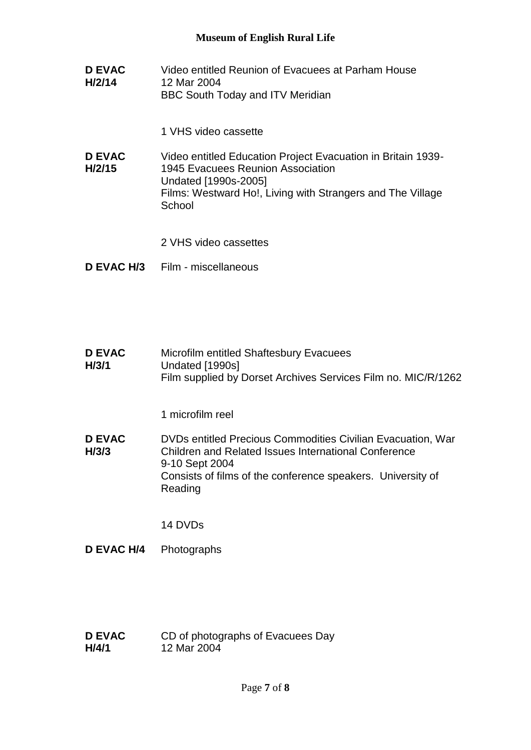**D EVAC H/2/14**
Video entitled Reunion of Evacuees at Parham House
12 Mar 2004
BBC South Today and ITV Meridian

1 VHS video cassette

**D EVAC H/2/15**
Video entitled Education Project Evacuation in Britain 1939-1945 Evacuees Reunion Association
Undated [1990s-2005]
Films: Westward Ho!, Living with Strangers and The Village School

2 VHS video cassettes

**D EVAC H/3** Film - miscellaneous

**D EVAC H/3/1**
Microfilm entitled Shaftesbury Evacuees
Undated [1990s]
Film supplied by Dorset Archives Services Film no. MIC/R/1262

1 microfilm reel

**D EVAC H/3/3**
DVDs entitled Precious Commodities Civilian Evacuation, War Children and Related Issues International Conference
9-10 Sept 2004
Consists of films of the conference speakers. University of Reading

14 DVDs

**D EVAC H/4** Photographs

**D EVAC H/4/1**
CD of photographs of Evacuees Day
12 Mar 2004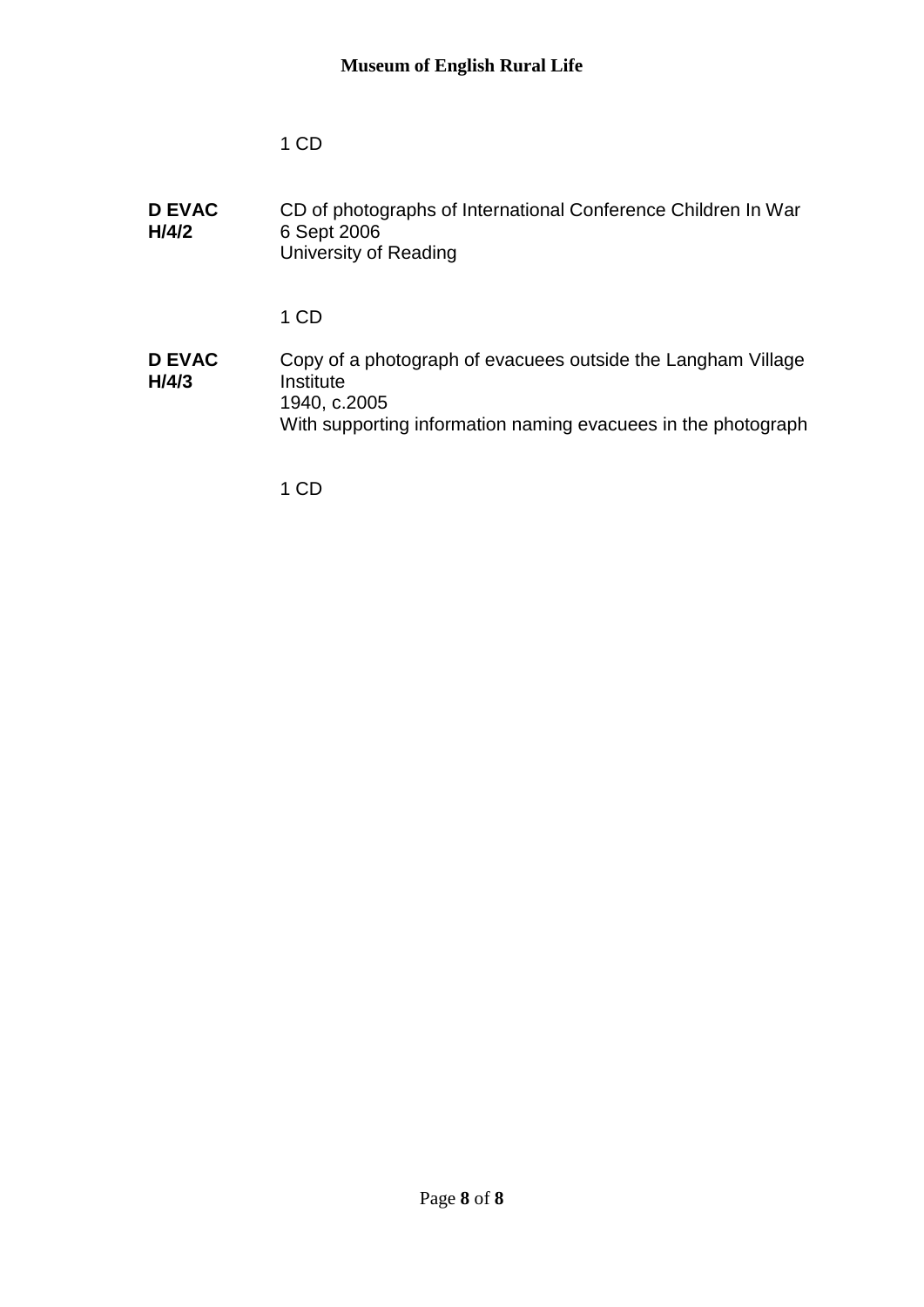1 CD

**D EVAC H/4/2** CD of photographs of International Conference Children In War
6 Sept 2006
University of Reading

1 CD

**D EVAC H/4/3** Copy of a photograph of evacuees outside the Langham Village Institute
1940, c.2005
With supporting information naming evacuees in the photograph

1 CD